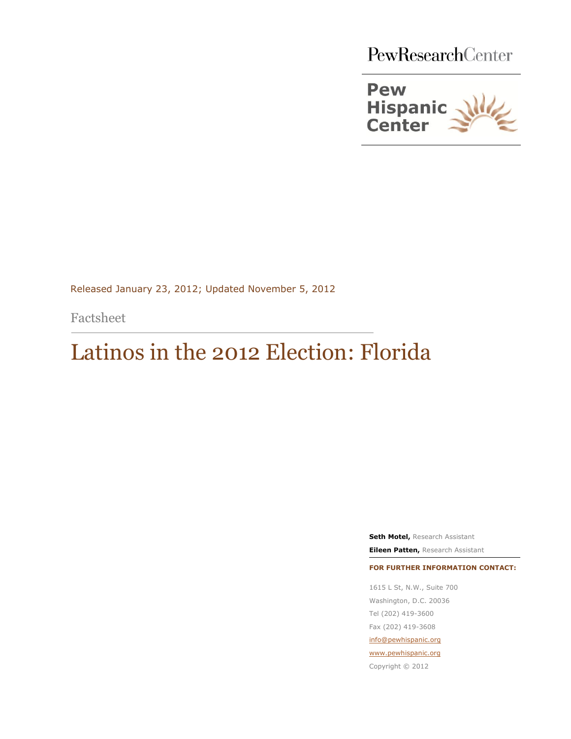PewResearchCenter

Pew Hispanic Center

Released January 23, 2012; Updated November 5, 2012

Factsheet

# Latinos in the 2012 Election: Florida

**Seth Motel,** Research Assistant

**Eileen Patten,** Research Assistant

**FOR FURTHER INFORMATION CONTACT:**

1615 L St, N.W., Suite 700
Washington, D.C. 20036
Tel (202) 419-3600
Fax (202) 419-3608
info@pewhispanic.org
www.pewhispanic.org
Copyright © 2012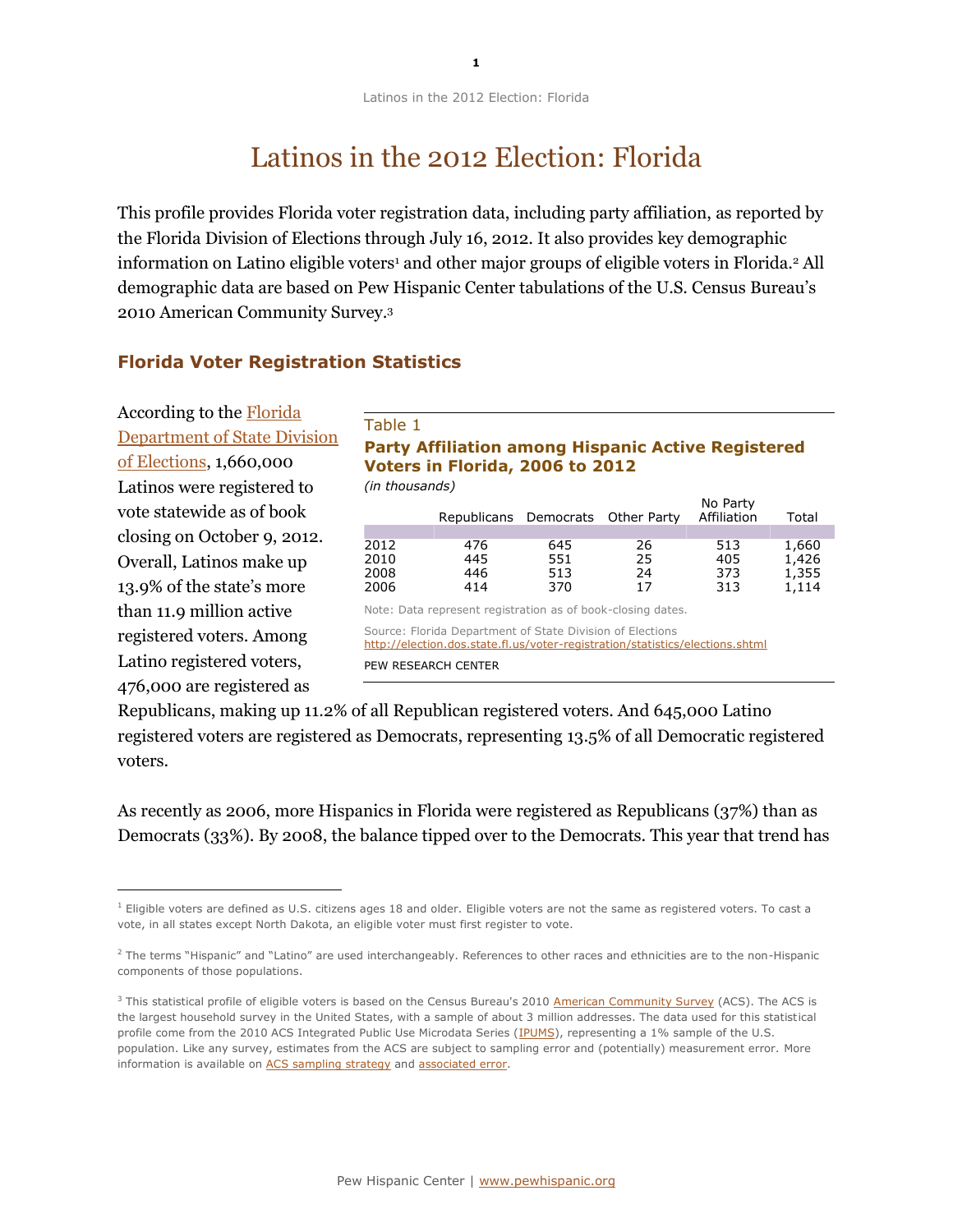# Latinos in the 2012 Election: Florida

This profile provides Florida voter registration data, including party affiliation, as reported by the Florida Division of Elections through July 16, 2012. It also provides key demographic information on Latino eligible voters[1] and other major groups of eligible voters in Florida.[2] All demographic data are based on Pew Hispanic Center tabulations of the U.S. Census Bureau's 2010 American Community Survey.[3]

## Florida Voter Registration Statistics

According to the Florida Department of State Division of Elections, 1,660,000 Latinos were registered to vote statewide as of book closing on October 9, 2012. Overall, Latinos make up 13.9% of the state's more than 11.9 million active registered voters. Among Latino registered voters, 476,000 are registered as Republicans, making up 11.2% of all Republican registered voters. And 645,000 Latino registered voters are registered as Democrats, representing 13.5% of all Democratic registered voters.

Table 1

**Party Affiliation among Hispanic Active Registered Voters in Florida, 2006 to 2012**

*(in thousands)*

| | Republicans | Democrats | Other Party | No Party Affiliation | Total |
|---|---|---|---|---|---|
| 2012 | 476 | 645 | 26 | 513 | 1,660 |
| 2010 | 445 | 551 | 25 | 405 | 1,426 |
| 2008 | 446 | 513 | 24 | 373 | 1,355 |
| 2006 | 414 | 370 | 17 | 313 | 1,114 |

Note: Data represent registration as of book-closing dates.

Source: Florida Department of State Division of Elections http://election.dos.state.fl.us/voter-registration/statistics/elections.shtml

PEW RESEARCH CENTER

As recently as 2006, more Hispanics in Florida were registered as Republicans (37%) than as Democrats (33%). By 2008, the balance tipped over to the Democrats. This year that trend has

---

[1] Eligible voters are defined as U.S. citizens ages 18 and older. Eligible voters are not the same as registered voters. To cast a vote, in all states except North Dakota, an eligible voter must first register to vote.

[2] The terms "Hispanic" and "Latino" are used interchangeably. References to other races and ethnicities are to the non-Hispanic components of those populations.

[3] This statistical profile of eligible voters is based on the Census Bureau's 2010 American Community Survey (ACS). The ACS is the largest household survey in the United States, with a sample of about 3 million addresses. The data used for this statistical profile come from the 2010 ACS Integrated Public Use Microdata Series (IPUMS), representing a 1% sample of the U.S. population. Like any survey, estimates from the ACS are subject to sampling error and (potentially) measurement error. More information is available on ACS sampling strategy and associated error.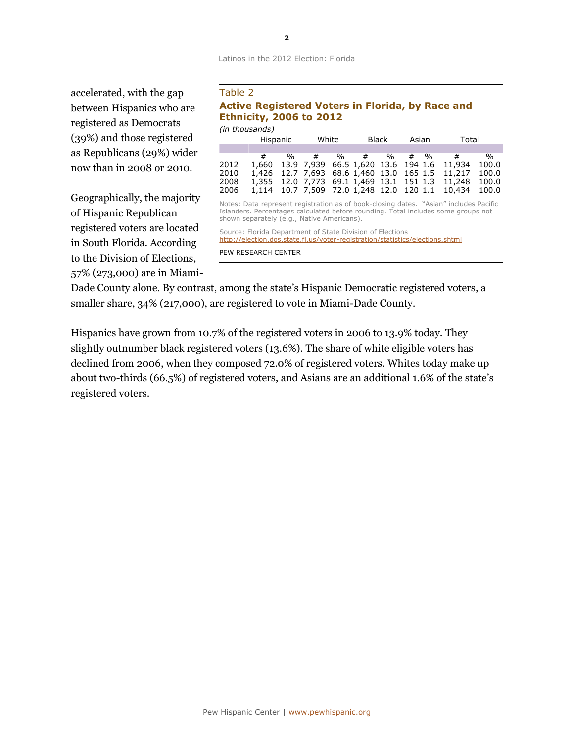accelerated, with the gap between Hispanics who are registered as Democrats (39%) and those registered as Republicans (29%) wider now than in 2008 or 2010.

Table 2

**Active Registered Voters in Florida, by Race and Ethnicity, 2006 to 2012**

*(in thousands)*

| | Hispanic | | White | | Black | | Asian | | Total | |
|---|---|---|---|---|---|---|---|---|---|---|
| | # | % | # | % | # | % | # | % | # | % |
| 2012 | 1,660 | 13.9 | 7,939 | 66.5 | 1,620 | 13.6 | 194 | 1.6 | 11,934 | 100.0 |
| 2010 | 1,426 | 12.7 | 7,693 | 68.6 | 1,460 | 13.0 | 165 | 1.5 | 11,217 | 100.0 |
| 2008 | 1,355 | 12.0 | 7,773 | 69.1 | 1,469 | 13.1 | 151 | 1.3 | 11,248 | 100.0 |
| 2006 | 1,114 | 10.7 | 7,509 | 72.0 | 1,248 | 12.0 | 120 | 1.1 | 10,434 | 100.0 |

Notes: Data represent registration as of book-closing dates. "Asian" includes Pacific Islanders. Percentages calculated before rounding. Total includes some groups not shown separately (e.g., Native Americans).

Source: Florida Department of State Division of Elections
http://election.dos.state.fl.us/voter-registration/statistics/elections.shtml

PEW RESEARCH CENTER

Geographically, the majority of Hispanic Republican registered voters are located in South Florida. According to the Division of Elections, 57% (273,000) are in Miami-Dade County alone. By contrast, among the state's Hispanic Democratic registered voters, a smaller share, 34% (217,000), are registered to vote in Miami-Dade County.

Hispanics have grown from 10.7% of the registered voters in 2006 to 13.9% today. They slightly outnumber black registered voters (13.6%). The share of white eligible voters has declined from 2006, when they composed 72.0% of registered voters. Whites today make up about two-thirds (66.5%) of registered voters, and Asians are an additional 1.6% of the state's registered voters.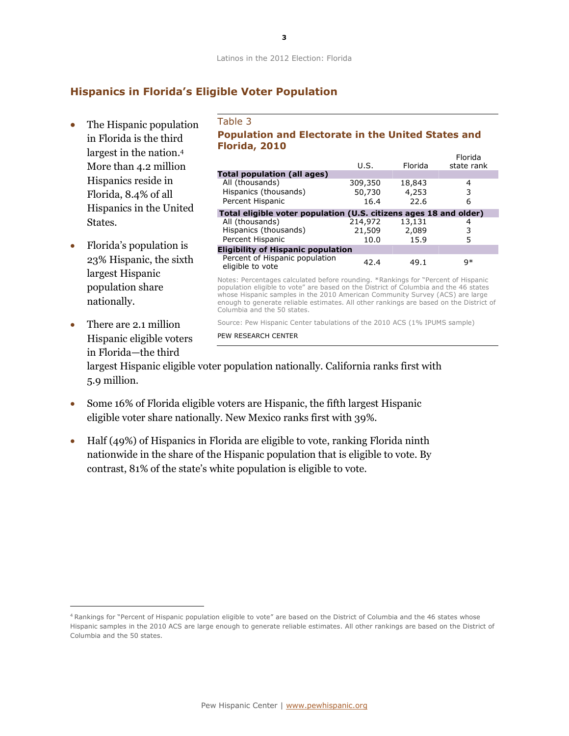## Hispanics in Florida's Eligible Voter Population

- The Hispanic population in Florida is the third largest in the nation.[4] More than 4.2 million Hispanics reside in Florida, 8.4% of all Hispanics in the United States.
- Florida's population is 23% Hispanic, the sixth largest Hispanic population share nationally.
- There are 2.1 million Hispanic eligible voters in Florida—the third largest Hispanic eligible voter population nationally. California ranks first with 5.9 million.
- Some 16% of Florida eligible voters are Hispanic, the fifth largest Hispanic eligible voter share nationally. New Mexico ranks first with 39%.
- Half (49%) of Hispanics in Florida are eligible to vote, ranking Florida ninth nationwide in the share of the Hispanic population that is eligible to vote. By contrast, 81% of the state's white population is eligible to vote.

Table 3

**Population and Electorate in the United States and Florida, 2010**

| | U.S. | Florida | Florida state rank |
|---|---|---|---|
| **Total population (all ages)** | | | |
| All (thousands) | 309,350 | 18,843 | 4 |
| Hispanics (thousands) | 50,730 | 4,253 | 3 |
| Percent Hispanic | 16.4 | 22.6 | 6 |
| **Total eligible voter population (U.S. citizens ages 18 and older)** | | | |
| All (thousands) | 214,972 | 13,131 | 4 |
| Hispanics (thousands) | 21,509 | 2,089 | 3 |
| Percent Hispanic | 10.0 | 15.9 | 5 |
| **Eligibility of Hispanic population** | | | |
| Percent of Hispanic population eligible to vote | 42.4 | 49.1 | 9* |

Notes: Percentages calculated before rounding. *Rankings for "Percent of Hispanic population eligible to vote" are based on the District of Columbia and the 46 states whose Hispanic samples in the 2010 American Community Survey (ACS) are large enough to generate reliable estimates. All other rankings are based on the District of Columbia and the 50 states.

Source: Pew Hispanic Center tabulations of the 2010 ACS (1% IPUMS sample)

PEW RESEARCH CENTER

[4] Rankings for "Percent of Hispanic population eligible to vote" are based on the District of Columbia and the 46 states whose Hispanic samples in the 2010 ACS are large enough to generate reliable estimates. All other rankings are based on the District of Columbia and the 50 states.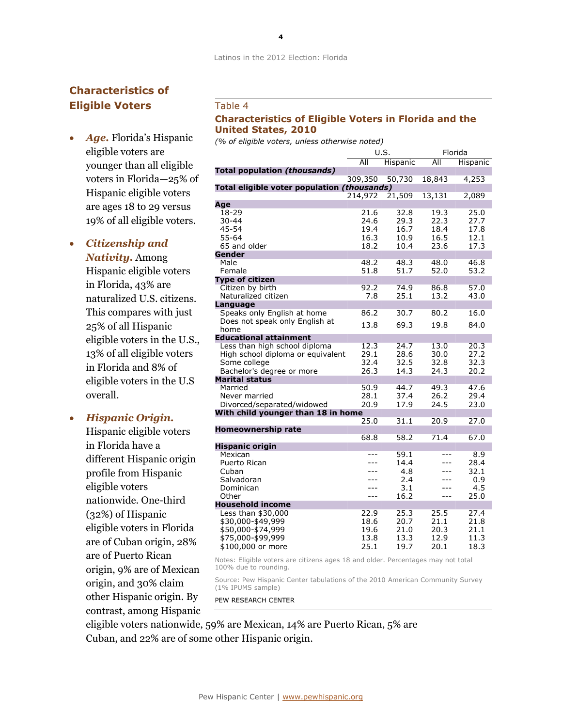## Characteristics of Eligible Voters

- ***Age.*** Florida's Hispanic eligible voters are younger than all eligible voters in Florida—25% of Hispanic eligible voters are ages 18 to 29 versus 19% of all eligible voters.

- ***Citizenship and Nativity.*** Among Hispanic eligible voters in Florida, 43% are naturalized U.S. citizens. This compares with just 25% of all Hispanic eligible voters in the U.S., 13% of all eligible voters in Florida and 8% of eligible voters in the U.S overall.

- ***Hispanic Origin.*** Hispanic eligible voters in Florida have a different Hispanic origin profile from Hispanic eligible voters nationwide. One-third (32%) of Hispanic eligible voters in Florida are of Cuban origin, 28% are of Puerto Rican origin, 9% are of Mexican origin, and 30% claim other Hispanic origin. By contrast, among Hispanic eligible voters nationwide, 59% are Mexican, 14% are Puerto Rican, 5% are Cuban, and 22% are of some other Hispanic origin.

Table 4

**Characteristics of Eligible Voters in Florida and the United States, 2010**

*(% of eligible voters, unless otherwise noted)*

| | U.S. | | Florida | |
|---|---|---|---|---|
| | All | Hispanic | All | Hispanic |
| **Total population *(thousands)*** | | | | |
| | 309,350 | 50,730 | 18,843 | 4,253 |
| **Total eligible voter population *(thousands)*** | | | | |
| | 214,972 | 21,509 | 13,131 | 2,089 |
| **Age** | | | | |
| 18-29 | 21.6 | 32.8 | 19.3 | 25.0 |
| 30-44 | 24.6 | 29.3 | 22.3 | 27.7 |
| 45-54 | 19.4 | 16.7 | 18.4 | 17.8 |
| 55-64 | 16.3 | 10.9 | 16.5 | 12.1 |
| 65 and older | 18.2 | 10.4 | 23.6 | 17.3 |
| **Gender** | | | | |
| Male | 48.2 | 48.3 | 48.0 | 46.8 |
| Female | 51.8 | 51.7 | 52.0 | 53.2 |
| **Type of citizen** | | | | |
| Citizen by birth | 92.2 | 74.9 | 86.8 | 57.0 |
| Naturalized citizen | 7.8 | 25.1 | 13.2 | 43.0 |
| **Language** | | | | |
| Speaks only English at home | 86.2 | 30.7 | 80.2 | 16.0 |
| Does not speak only English at home | 13.8 | 69.3 | 19.8 | 84.0 |
| **Educational attainment** | | | | |
| Less than high school diploma | 12.3 | 24.7 | 13.0 | 20.3 |
| High school diploma or equivalent | 29.1 | 28.6 | 30.0 | 27.2 |
| Some college | 32.4 | 32.5 | 32.8 | 32.3 |
| Bachelor's degree or more | 26.3 | 14.3 | 24.3 | 20.2 |
| **Marital status** | | | | |
| Married | 50.9 | 44.7 | 49.3 | 47.6 |
| Never married | 28.1 | 37.4 | 26.2 | 29.4 |
| Divorced/separated/widowed | 20.9 | 17.9 | 24.5 | 23.0 |
| **With child younger than 18 in home** | | | | |
| | 25.0 | 31.1 | 20.9 | 27.0 |
| **Homeownership rate** | | | | |
| | 68.8 | 58.2 | 71.4 | 67.0 |
| **Hispanic origin** | | | | |
| Mexican | --- | 59.1 | --- | 8.9 |
| Puerto Rican | --- | 14.4 | --- | 28.4 |
| Cuban | --- | 4.8 | --- | 32.1 |
| Salvadoran | --- | 2.4 | --- | 0.9 |
| Dominican | --- | 3.1 | --- | 4.5 |
| Other | --- | 16.2 | --- | 25.0 |
| **Household income** | | | | |
| Less than $30,000 | 22.9 | 25.3 | 25.5 | 27.4 |
| $30,000-$49,999 | 18.6 | 20.7 | 21.1 | 21.8 |
| $50,000-$74,999 | 19.6 | 21.0 | 20.3 | 21.1 |
| $75,000-$99,999 | 13.8 | 13.3 | 12.9 | 11.3 |
| $100,000 or more | 25.1 | 19.7 | 20.1 | 18.3 |

Notes: Eligible voters are citizens ages 18 and older. Percentages may not total 100% due to rounding.

Source: Pew Hispanic Center tabulations of the 2010 American Community Survey (1% IPUMS sample)

PEW RESEARCH CENTER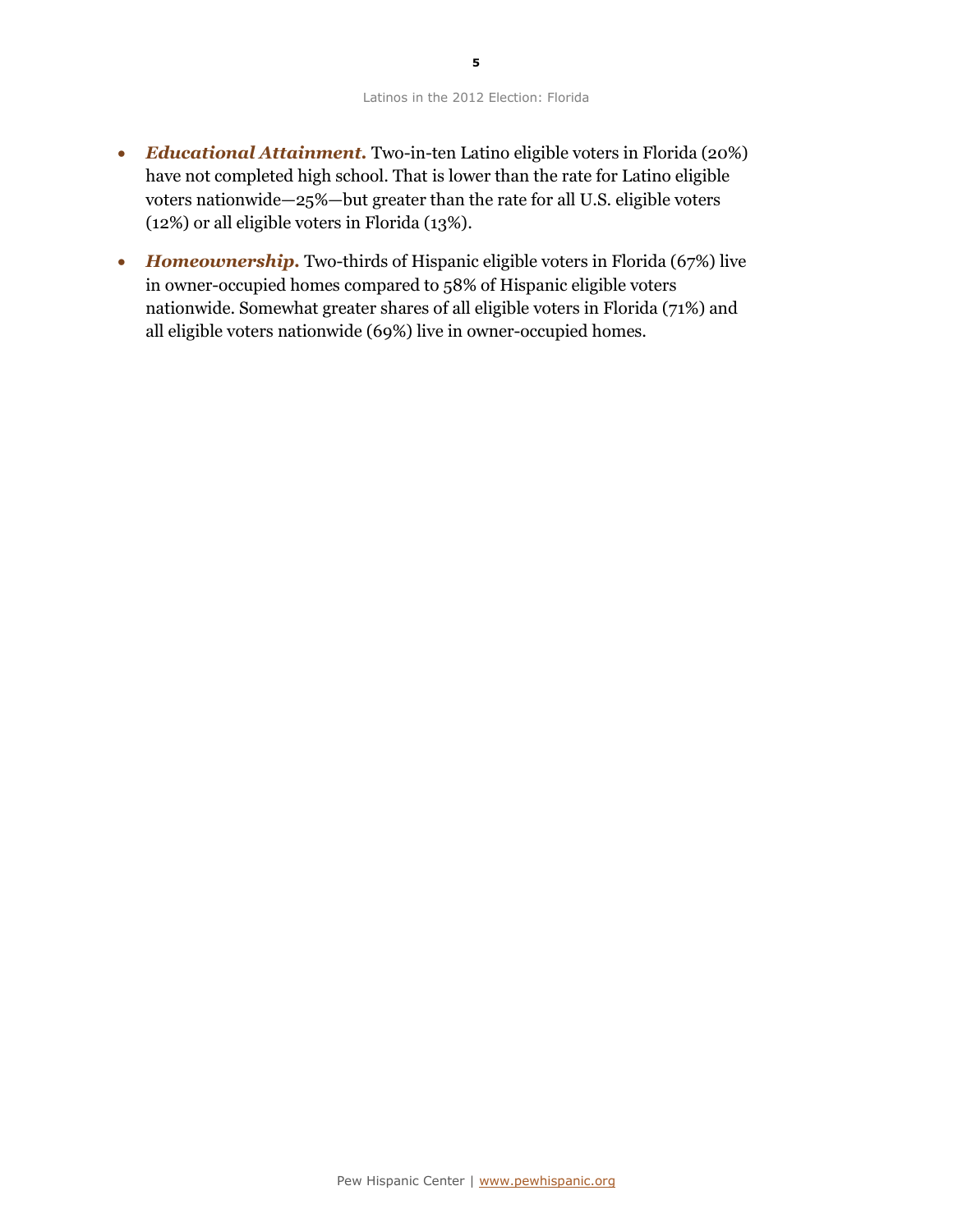- ***Educational Attainment.*** Two-in-ten Latino eligible voters in Florida (20%) have not completed high school. That is lower than the rate for Latino eligible voters nationwide—25%—but greater than the rate for all U.S. eligible voters (12%) or all eligible voters in Florida (13%).

- ***Homeownership.*** Two-thirds of Hispanic eligible voters in Florida (67%) live in owner-occupied homes compared to 58% of Hispanic eligible voters nationwide. Somewhat greater shares of all eligible voters in Florida (71%) and all eligible voters nationwide (69%) live in owner-occupied homes.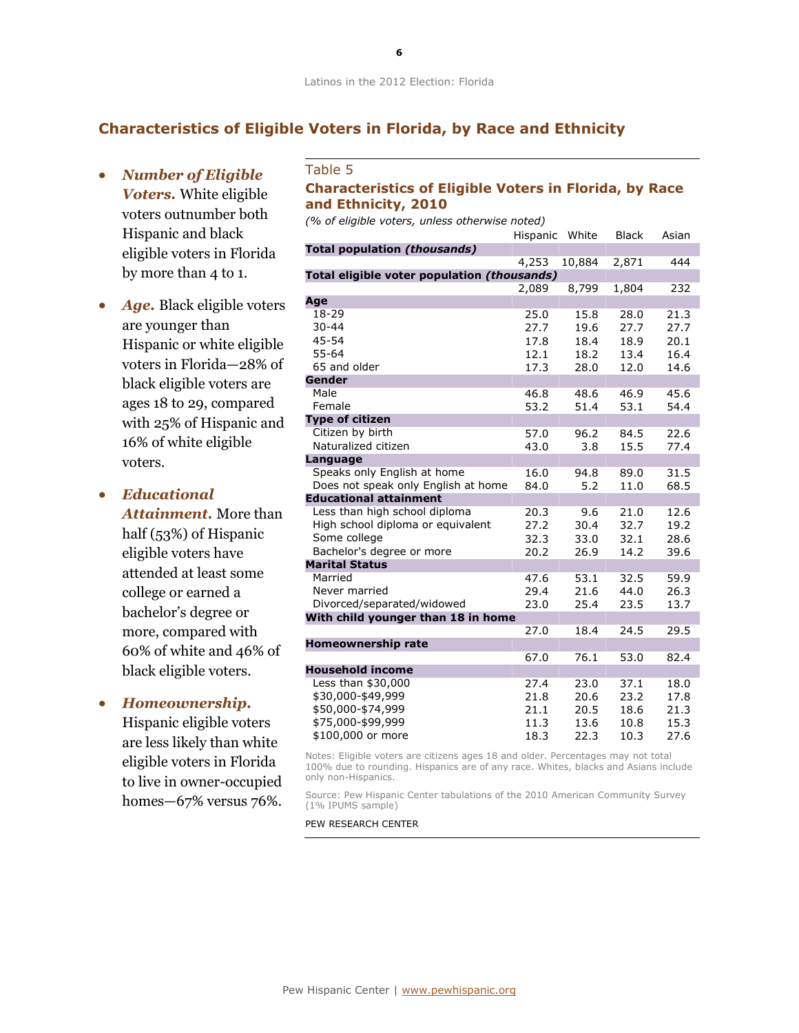## Characteristics of Eligible Voters in Florida, by Race and Ethnicity

- ***Number of Eligible Voters.*** White eligible voters outnumber both Hispanic and black eligible voters in Florida by more than 4 to 1.
- ***Age.*** Black eligible voters are younger than Hispanic or white eligible voters in Florida—28% of black eligible voters are ages 18 to 29, compared with 25% of Hispanic and 16% of white eligible voters.
- ***Educational Attainment.*** More than half (53%) of Hispanic eligible voters have attended at least some college or earned a bachelor's degree or more, compared with 60% of white and 46% of black eligible voters.
- ***Homeownership.*** Hispanic eligible voters are less likely than white eligible voters in Florida to live in owner-occupied homes—67% versus 76%.

Table 5

### Characteristics of Eligible Voters in Florida, by Race and Ethnicity, 2010

*(% of eligible voters, unless otherwise noted)*

| | Hispanic | White | Black | Asian |
|---|---|---|---|---|
| **Total population *(thousands)*** | | | | |
| | 4,253 | 10,884 | 2,871 | 444 |
| **Total eligible voter population *(thousands)*** | | | | |
| | 2,089 | 8,799 | 1,804 | 232 |
| **Age** | | | | |
| 18-29 | 25.0 | 15.8 | 28.0 | 21.3 |
| 30-44 | 27.7 | 19.6 | 27.7 | 27.7 |
| 45-54 | 17.8 | 18.4 | 18.9 | 20.1 |
| 55-64 | 12.1 | 18.2 | 13.4 | 16.4 |
| 65 and older | 17.3 | 28.0 | 12.0 | 14.6 |
| **Gender** | | | | |
| Male | 46.8 | 48.6 | 46.9 | 45.6 |
| Female | 53.2 | 51.4 | 53.1 | 54.4 |
| **Type of citizen** | | | | |
| Citizen by birth | 57.0 | 96.2 | 84.5 | 22.6 |
| Naturalized citizen | 43.0 | 3.8 | 15.5 | 77.4 |
| **Language** | | | | |
| Speaks only English at home | 16.0 | 94.8 | 89.0 | 31.5 |
| Does not speak only English at home | 84.0 | 5.2 | 11.0 | 68.5 |
| **Educational attainment** | | | | |
| Less than high school diploma | 20.3 | 9.6 | 21.0 | 12.6 |
| High school diploma or equivalent | 27.2 | 30.4 | 32.7 | 19.2 |
| Some college | 32.3 | 33.0 | 32.1 | 28.6 |
| Bachelor's degree or more | 20.2 | 26.9 | 14.2 | 39.6 |
| **Marital Status** | | | | |
| Married | 47.6 | 53.1 | 32.5 | 59.9 |
| Never married | 29.4 | 21.6 | 44.0 | 26.3 |
| Divorced/separated/widowed | 23.0 | 25.4 | 23.5 | 13.7 |
| **With child younger than 18 in home** | | | | |
| | 27.0 | 18.4 | 24.5 | 29.5 |
| **Homeownership rate** | | | | |
| | 67.0 | 76.1 | 53.0 | 82.4 |
| **Household income** | | | | |
| Less than $30,000 | 27.4 | 23.0 | 37.1 | 18.0 |
| $30,000-$49,999 | 21.8 | 20.6 | 23.2 | 17.8 |
| $50,000-$74,999 | 21.1 | 20.5 | 18.6 | 21.3 |
| $75,000-$99,999 | 11.3 | 13.6 | 10.8 | 15.3 |
| $100,000 or more | 18.3 | 22.3 | 10.3 | 27.6 |

Notes: Eligible voters are citizens ages 18 and older. Percentages may not total 100% due to rounding. Hispanics are of any race. Whites, blacks and Asians include only non-Hispanics.

Source: Pew Hispanic Center tabulations of the 2010 American Community Survey (1% IPUMS sample)

PEW RESEARCH CENTER